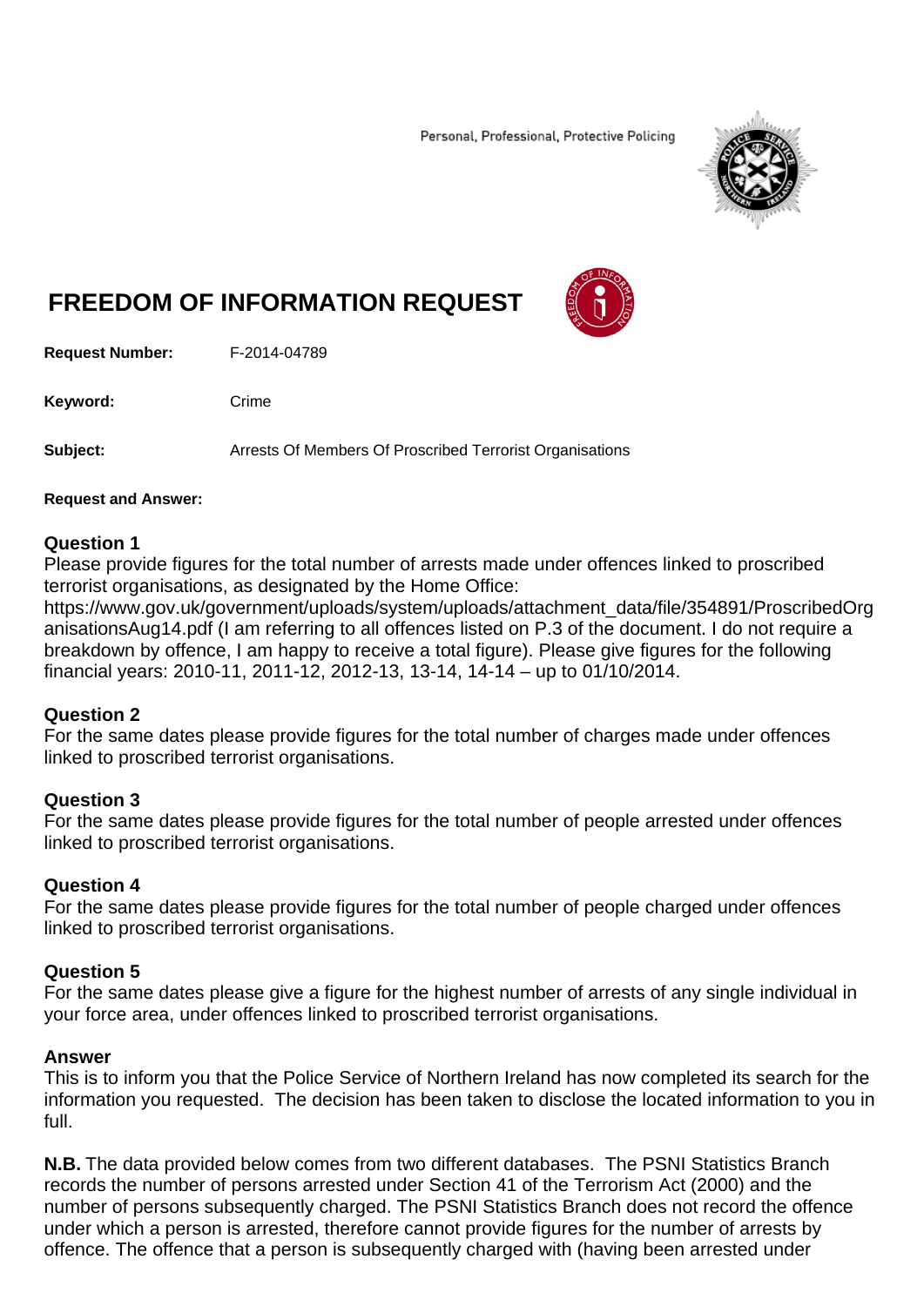Personal, Professional, Protective Policing

# FREEDOM OF INFORMATION REQUEST

**Request Number:** F-2014-04789

**Keyword:** Crime

**Subject:** Arrests Of Members Of Proscribed Terrorist Organisations

**Request and Answer:**

**Question 1**
Please provide figures for the total number of arrests made under offences linked to proscribed terrorist organisations, as designated by the Home Office: https://www.gov.uk/government/uploads/system/uploads/attachment_data/file/354891/ProscribedOrganisationsAug14.pdf (I am referring to all offences listed on P.3 of the document. I do not require a breakdown by offence, I am happy to receive a total figure). Please give figures for the following financial years: 2010-11, 2011-12, 2012-13, 13-14, 14-14 – up to 01/10/2014.

**Question 2**
For the same dates please provide figures for the total number of charges made under offences linked to proscribed terrorist organisations.

**Question 3**
For the same dates please provide figures for the total number of people arrested under offences linked to proscribed terrorist organisations.

**Question 4**
For the same dates please provide figures for the total number of people charged under offences linked to proscribed terrorist organisations.

**Question 5**
For the same dates please give a figure for the highest number of arrests of any single individual in your force area, under offences linked to proscribed terrorist organisations.

**Answer**
This is to inform you that the Police Service of Northern Ireland has now completed its search for the information you requested. The decision has been taken to disclose the located information to you in full.

**N.B.** The data provided below comes from two different databases. The PSNI Statistics Branch records the number of persons arrested under Section 41 of the Terrorism Act (2000) and the number of persons subsequently charged. The PSNI Statistics Branch does not record the offence under which a person is arrested, therefore cannot provide figures for the number of arrests by offence. The offence that a person is subsequently charged with (having been arrested under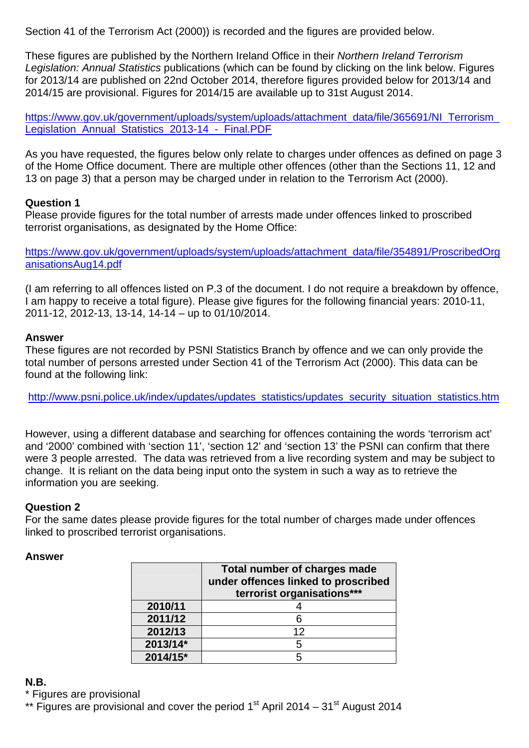Section 41 of the Terrorism Act (2000)) is recorded and the figures are provided below.

These figures are published by the Northern Ireland Office in their *Northern Ireland Terrorism Legislation: Annual Statistics* publications (which can be found by clicking on the link below. Figures for 2013/14 are published on 22nd October 2014, therefore figures provided below for 2013/14 and 2014/15 are provisional. Figures for 2014/15 are available up to 31st August 2014.

https://www.gov.uk/government/uploads/system/uploads/attachment_data/file/365691/NI_Terrorism_Legislation_Annual_Statistics_2013-14_-_Final.PDF

As you have requested, the figures below only relate to charges under offences as defined on page 3 of the Home Office document. There are multiple other offences (other than the Sections 11, 12 and 13 on page 3) that a person may be charged under in relation to the Terrorism Act (2000).

**Question 1**
Please provide figures for the total number of arrests made under offences linked to proscribed terrorist organisations, as designated by the Home Office:

https://www.gov.uk/government/uploads/system/uploads/attachment_data/file/354891/ProscribedOrganisationsAug14.pdf

(I am referring to all offences listed on P.3 of the document. I do not require a breakdown by offence, I am happy to receive a total figure). Please give figures for the following financial years: 2010-11, 2011-12, 2012-13, 13-14, 14-14 – up to 01/10/2014.

**Answer**
These figures are not recorded by PSNI Statistics Branch by offence and we can only provide the total number of persons arrested under Section 41 of the Terrorism Act (2000). This data can be found at the following link:

http://www.psni.police.uk/index/updates/updates_statistics/updates_security_situation_statistics.htm

However, using a different database and searching for offences containing the words 'terrorism act' and '2000' combined with 'section 11', 'section 12' and 'section 13' the PSNI can confirm that there were 3 people arrested. The data was retrieved from a live recording system and may be subject to change. It is reliant on the data being input onto the system in such a way as to retrieve the information you are seeking.

**Question 2**
For the same dates please provide figures for the total number of charges made under offences linked to proscribed terrorist organisations.

**Answer**

| | Total number of charges made under offences linked to proscribed terrorist organisations*** |
|---|---|
| **2010/11** | 4 |
| **2011/12** | 6 |
| **2012/13** | 12 |
| **2013/14*** | 5 |
| **2014/15*** | 5 |

**N.B.**
* Figures are provisional
** Figures are provisional and cover the period 1st April 2014 – 31st August 2014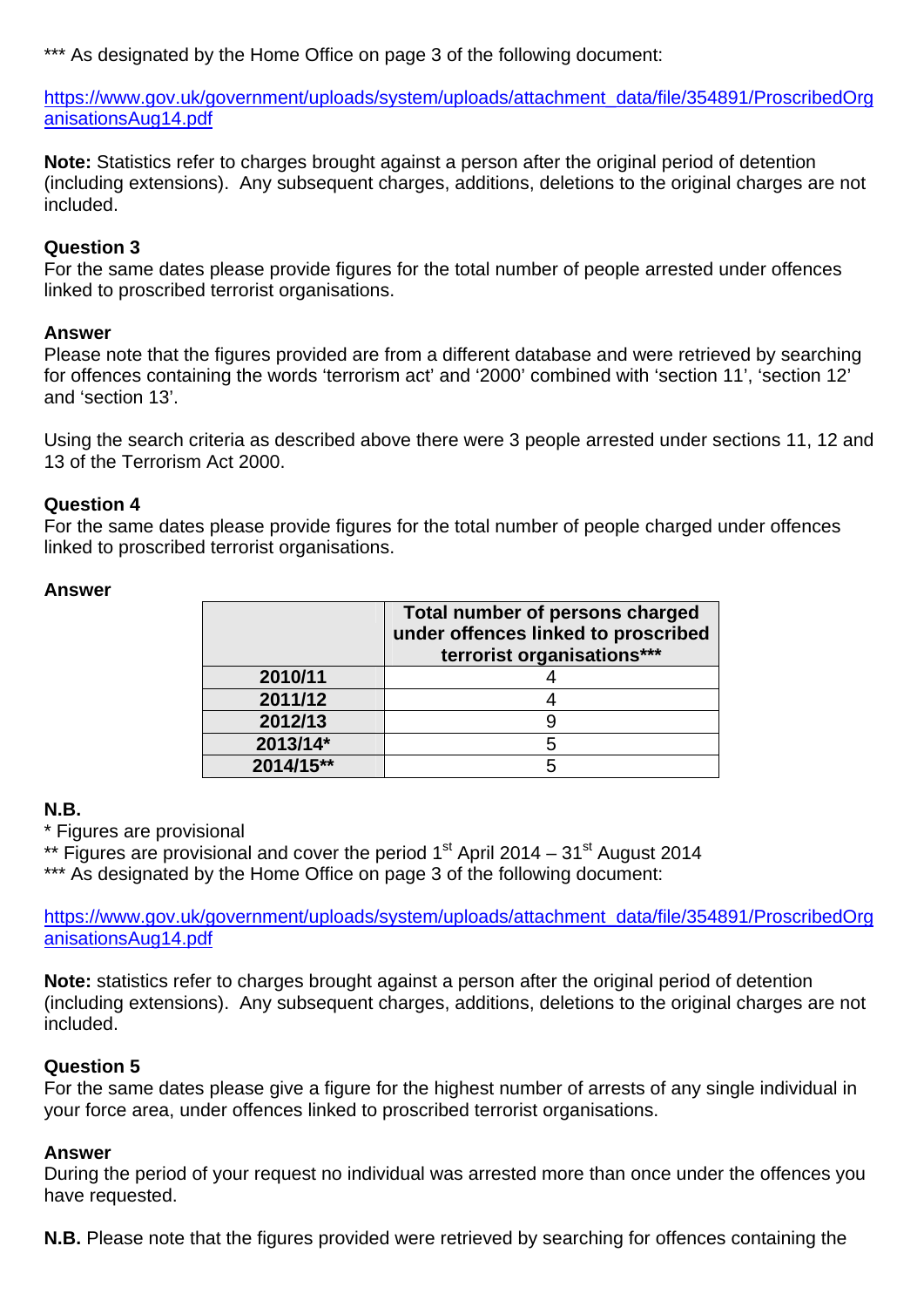*** As designated by the Home Office on page 3 of the following document:

https://www.gov.uk/government/uploads/system/uploads/attachment_data/file/354891/ProscribedOrganisationsAug14.pdf

**Note:** Statistics refer to charges brought against a person after the original period of detention (including extensions). Any subsequent charges, additions, deletions to the original charges are not included.

**Question 3**
For the same dates please provide figures for the total number of people arrested under offences linked to proscribed terrorist organisations.

**Answer**
Please note that the figures provided are from a different database and were retrieved by searching for offences containing the words 'terrorism act' and '2000' combined with 'section 11', 'section 12' and 'section 13'.

Using the search criteria as described above there were 3 people arrested under sections 11, 12 and 13 of the Terrorism Act 2000.

**Question 4**
For the same dates please provide figures for the total number of people charged under offences linked to proscribed terrorist organisations.

**Answer**

| | Total number of persons charged under offences linked to proscribed terrorist organisations*** |
|---|---|
| **2010/11** | 4 |
| **2011/12** | 4 |
| **2012/13** | 9 |
| **2013/14*** | 5 |
| **2014/15**** | 5 |

**N.B.**
* Figures are provisional
** Figures are provisional and cover the period 1st April 2014 – 31st August 2014
*** As designated by the Home Office on page 3 of the following document:

https://www.gov.uk/government/uploads/system/uploads/attachment_data/file/354891/ProscribedOrganisationsAug14.pdf

**Note:** statistics refer to charges brought against a person after the original period of detention (including extensions). Any subsequent charges, additions, deletions to the original charges are not included.

**Question 5**
For the same dates please give a figure for the highest number of arrests of any single individual in your force area, under offences linked to proscribed terrorist organisations.

**Answer**
During the period of your request no individual was arrested more than once under the offences you have requested.

**N.B.** Please note that the figures provided were retrieved by searching for offences containing the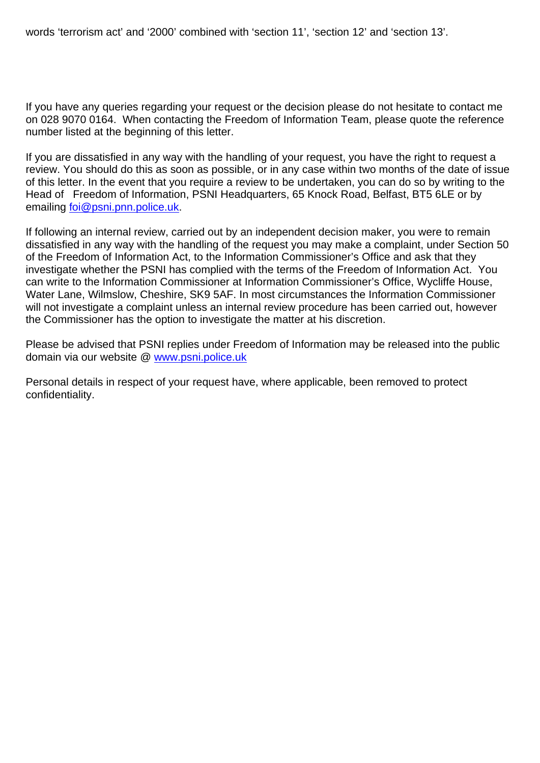words 'terrorism act' and '2000' combined with 'section 11', 'section 12' and 'section 13'.

If you have any queries regarding your request or the decision please do not hesitate to contact me on 028 9070 0164. When contacting the Freedom of Information Team, please quote the reference number listed at the beginning of this letter.

If you are dissatisfied in any way with the handling of your request, you have the right to request a review. You should do this as soon as possible, or in any case within two months of the date of issue of this letter. In the event that you require a review to be undertaken, you can do so by writing to the Head of Freedom of Information, PSNI Headquarters, 65 Knock Road, Belfast, BT5 6LE or by emailing foi@psni.pnn.police.uk.

If following an internal review, carried out by an independent decision maker, you were to remain dissatisfied in any way with the handling of the request you may make a complaint, under Section 50 of the Freedom of Information Act, to the Information Commissioner's Office and ask that they investigate whether the PSNI has complied with the terms of the Freedom of Information Act. You can write to the Information Commissioner at Information Commissioner's Office, Wycliffe House, Water Lane, Wilmslow, Cheshire, SK9 5AF. In most circumstances the Information Commissioner will not investigate a complaint unless an internal review procedure has been carried out, however the Commissioner has the option to investigate the matter at his discretion.

Please be advised that PSNI replies under Freedom of Information may be released into the public domain via our website @ www.psni.police.uk

Personal details in respect of your request have, where applicable, been removed to protect confidentiality.